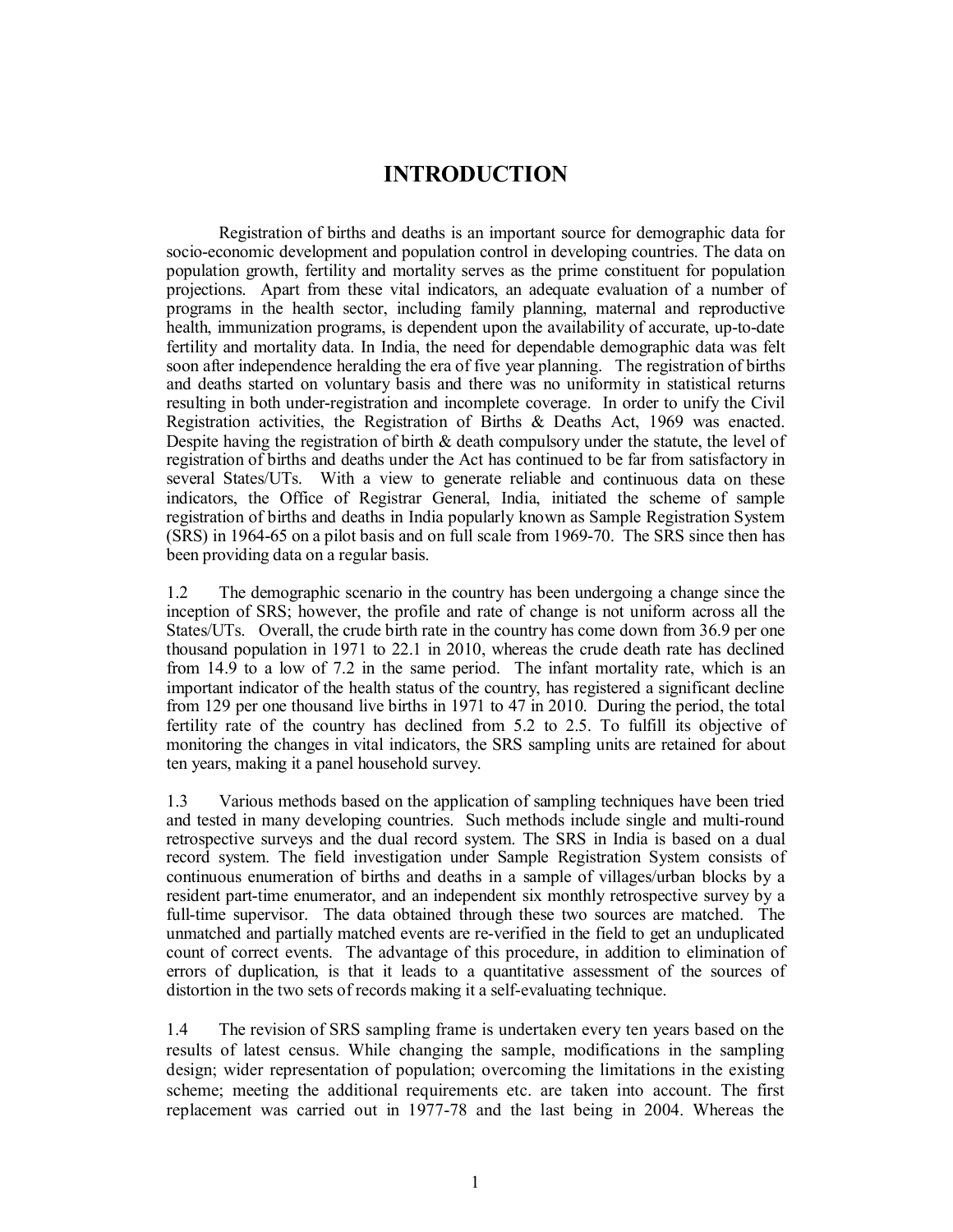# INTRODUCTION

Registration of births and deaths is an important source for demographic data for socio-economic development and population control in developing countries. The data on population growth, fertility and mortality serves as the prime constituent for population projections. Apart from these vital indicators, an adequate evaluation of a number of programs in the health sector, including family planning, maternal and reproductive health, immunization programs, is dependent upon the availability of accurate, up-to-date fertility and mortality data. In India, the need for dependable demographic data was felt soon after independence heralding the era of five year planning. The registration of births and deaths started on voluntary basis and there was no uniformity in statistical returns resulting in both under-registration and incomplete coverage. In order to unify the Civil Registration activities, the Registration of Births & Deaths Act, 1969 was enacted. Despite having the registration of birth & death compulsory under the statute, the level of registration of births and deaths under the Act has continued to be far from satisfactory in several States/UTs. With a view to generate reliable and continuous data on these indicators, the Office of Registrar General, India, initiated the scheme of sample registration of births and deaths in India popularly known as Sample Registration System (SRS) in 1964-65 on a pilot basis and on full scale from 1969-70. The SRS since then has been providing data on a regular basis.

1.2 The demographic scenario in the country has been undergoing a change since the inception of SRS; however, the profile and rate of change is not uniform across all the States/UTs. Overall, the crude birth rate in the country has come down from 36.9 per one thousand population in 1971 to 22.1 in 2010, whereas the crude death rate has declined from 14.9 to a low of 7.2 in the same period. The infant mortality rate, which is an important indicator of the health status of the country, has registered a significant decline from 129 per one thousand live births in 1971 to 47 in 2010. During the period, the total fertility rate of the country has declined from 5.2 to 2.5. To fulfill its objective of monitoring the changes in vital indicators, the SRS sampling units are retained for about ten years, making it a panel household survey.

1.3 Various methods based on the application of sampling techniques have been tried and tested in many developing countries. Such methods include single and multi-round retrospective surveys and the dual record system. The SRS in India is based on a dual record system. The field investigation under Sample Registration System consists of continuous enumeration of births and deaths in a sample of villages/urban blocks by a resident part-time enumerator, and an independent six monthly retrospective survey by a full-time supervisor. The data obtained through these two sources are matched. The unmatched and partially matched events are re-verified in the field to get an unduplicated count of correct events. The advantage of this procedure, in addition to elimination of errors of duplication, is that it leads to a quantitative assessment of the sources of distortion in the two sets of records making it a self-evaluating technique.

1.4 The revision of SRS sampling frame is undertaken every ten years based on the results of latest census. While changing the sample, modifications in the sampling design; wider representation of population; overcoming the limitations in the existing scheme; meeting the additional requirements etc. are taken into account. The first replacement was carried out in 1977-78 and the last being in 2004. Whereas the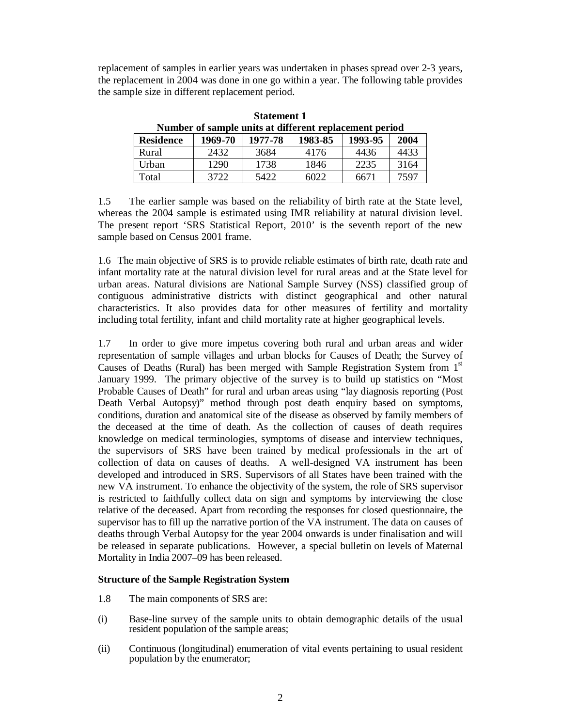replacement of samples in earlier years was undertaken in phases spread over 2-3 years, the replacement in 2004 was done in one go within a year. The following table provides the sample size in different replacement period.

**Statement 1**
**Number of sample units at different replacement period**

| Residence | 1969-70 | 1977-78 | 1983-85 | 1993-95 | 2004 |
|---|---|---|---|---|---|
| Rural | 2432 | 3684 | 4176 | 4436 | 4433 |
| Urban | 1290 | 1738 | 1846 | 2235 | 3164 |
| Total | 3722 | 5422 | 6022 | 6671 | 7597 |

1.5 The earlier sample was based on the reliability of birth rate at the State level, whereas the 2004 sample is estimated using IMR reliability at natural division level. The present report 'SRS Statistical Report, 2010' is the seventh report of the new sample based on Census 2001 frame.

1.6 The main objective of SRS is to provide reliable estimates of birth rate, death rate and infant mortality rate at the natural division level for rural areas and at the State level for urban areas. Natural divisions are National Sample Survey (NSS) classified group of contiguous administrative districts with distinct geographical and other natural characteristics. It also provides data for other measures of fertility and mortality including total fertility, infant and child mortality rate at higher geographical levels.

1.7 In order to give more impetus covering both rural and urban areas and wider representation of sample villages and urban blocks for Causes of Death; the Survey of Causes of Deaths (Rural) has been merged with Sample Registration System from 1st January 1999. The primary objective of the survey is to build up statistics on "Most Probable Causes of Death" for rural and urban areas using "lay diagnosis reporting (Post Death Verbal Autopsy)" method through post death enquiry based on symptoms, conditions, duration and anatomical site of the disease as observed by family members of the deceased at the time of death. As the collection of causes of death requires knowledge on medical terminologies, symptoms of disease and interview techniques, the supervisors of SRS have been trained by medical professionals in the art of collection of data on causes of deaths. A well-designed VA instrument has been developed and introduced in SRS. Supervisors of all States have been trained with the new VA instrument. To enhance the objectivity of the system, the role of SRS supervisor is restricted to faithfully collect data on sign and symptoms by interviewing the close relative of the deceased. Apart from recording the responses for closed questionnaire, the supervisor has to fill up the narrative portion of the VA instrument. The data on causes of deaths through Verbal Autopsy for the year 2004 onwards is under finalisation and will be released in separate publications. However, a special bulletin on levels of Maternal Mortality in India 2007–09 has been released.

**Structure of the Sample Registration System**

1.8 The main components of SRS are:

(i) Base-line survey of the sample units to obtain demographic details of the usual resident population of the sample areas;

(ii) Continuous (longitudinal) enumeration of vital events pertaining to usual resident population by the enumerator;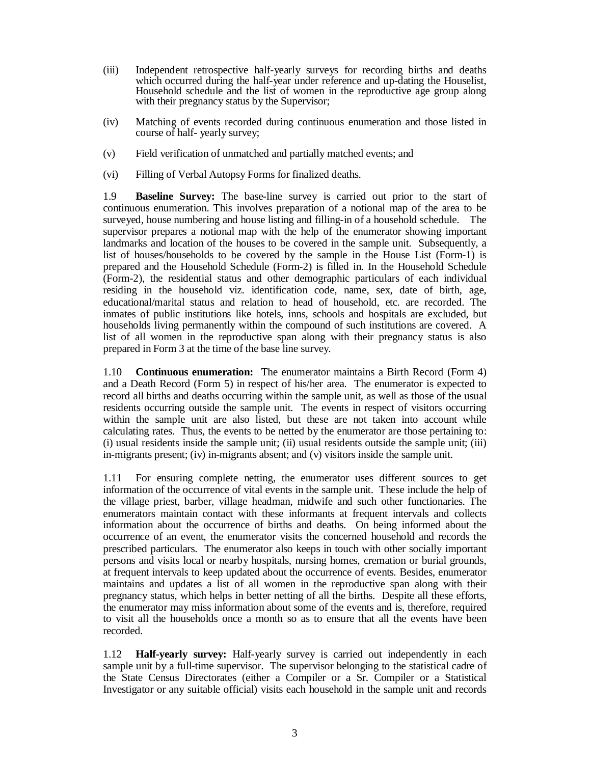(iii) Independent retrospective half-yearly surveys for recording births and deaths which occurred during the half-year under reference and up-dating the Houselist, Household schedule and the list of women in the reproductive age group along with their pregnancy status by the Supervisor;

(iv) Matching of events recorded during continuous enumeration and those listed in course of half- yearly survey;

(v) Field verification of unmatched and partially matched events; and

(vi) Filling of Verbal Autopsy Forms for finalized deaths.

1.9 **Baseline Survey:** The base-line survey is carried out prior to the start of continuous enumeration. This involves preparation of a notional map of the area to be surveyed, house numbering and house listing and filling-in of a household schedule. The supervisor prepares a notional map with the help of the enumerator showing important landmarks and location of the houses to be covered in the sample unit. Subsequently, a list of houses/households to be covered by the sample in the House List (Form-1) is prepared and the Household Schedule (Form-2) is filled in. In the Household Schedule (Form-2), the residential status and other demographic particulars of each individual residing in the household viz. identification code, name, sex, date of birth, age, educational/marital status and relation to head of household, etc. are recorded. The inmates of public institutions like hotels, inns, schools and hospitals are excluded, but households living permanently within the compound of such institutions are covered. A list of all women in the reproductive span along with their pregnancy status is also prepared in Form 3 at the time of the base line survey.

1.10 **Continuous enumeration:** The enumerator maintains a Birth Record (Form 4) and a Death Record (Form 5) in respect of his/her area. The enumerator is expected to record all births and deaths occurring within the sample unit, as well as those of the usual residents occurring outside the sample unit. The events in respect of visitors occurring within the sample unit are also listed, but these are not taken into account while calculating rates. Thus, the events to be netted by the enumerator are those pertaining to: (i) usual residents inside the sample unit; (ii) usual residents outside the sample unit; (iii) in-migrants present; (iv) in-migrants absent; and (v) visitors inside the sample unit.

1.11 For ensuring complete netting, the enumerator uses different sources to get information of the occurrence of vital events in the sample unit. These include the help of the village priest, barber, village headman, midwife and such other functionaries. The enumerators maintain contact with these informants at frequent intervals and collects information about the occurrence of births and deaths. On being informed about the occurrence of an event, the enumerator visits the concerned household and records the prescribed particulars. The enumerator also keeps in touch with other socially important persons and visits local or nearby hospitals, nursing homes, cremation or burial grounds, at frequent intervals to keep updated about the occurrence of events. Besides, enumerator maintains and updates a list of all women in the reproductive span along with their pregnancy status, which helps in better netting of all the births. Despite all these efforts, the enumerator may miss information about some of the events and is, therefore, required to visit all the households once a month so as to ensure that all the events have been recorded.

1.12 **Half-yearly survey:** Half-yearly survey is carried out independently in each sample unit by a full-time supervisor. The supervisor belonging to the statistical cadre of the State Census Directorates (either a Compiler or a Sr. Compiler or a Statistical Investigator or any suitable official) visits each household in the sample unit and records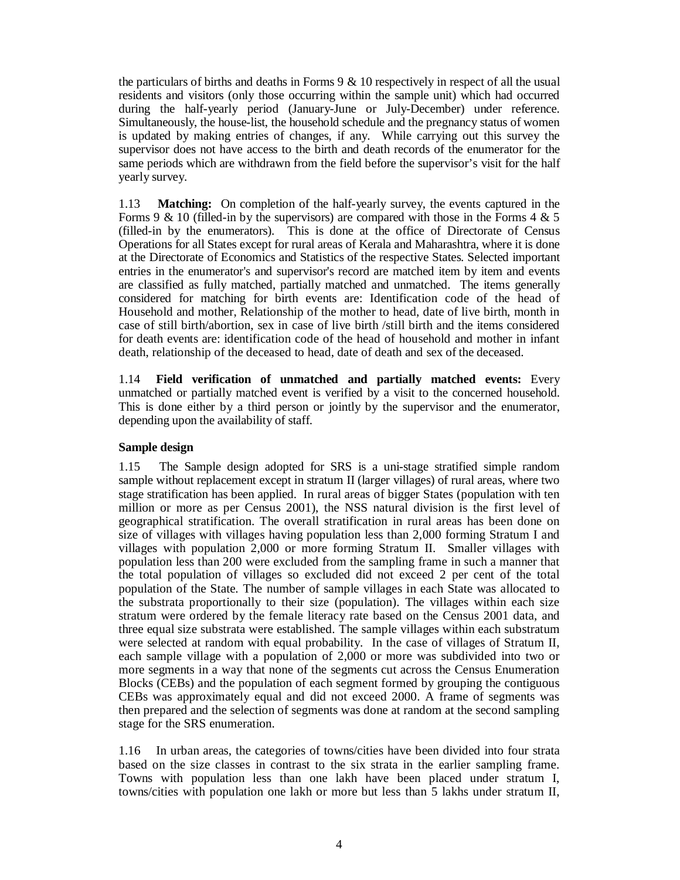the particulars of births and deaths in Forms 9 & 10 respectively in respect of all the usual residents and visitors (only those occurring within the sample unit) which had occurred during the half-yearly period (January-June or July-December) under reference. Simultaneously, the house-list, the household schedule and the pregnancy status of women is updated by making entries of changes, if any. While carrying out this survey the supervisor does not have access to the birth and death records of the enumerator for the same periods which are withdrawn from the field before the supervisor's visit for the half yearly survey.

1.13 **Matching:** On completion of the half-yearly survey, the events captured in the Forms 9 & 10 (filled-in by the supervisors) are compared with those in the Forms 4 & 5 (filled-in by the enumerators). This is done at the office of Directorate of Census Operations for all States except for rural areas of Kerala and Maharashtra, where it is done at the Directorate of Economics and Statistics of the respective States. Selected important entries in the enumerator's and supervisor's record are matched item by item and events are classified as fully matched, partially matched and unmatched. The items generally considered for matching for birth events are: Identification code of the head of Household and mother, Relationship of the mother to head, date of live birth, month in case of still birth/abortion, sex in case of live birth /still birth and the items considered for death events are: identification code of the head of household and mother in infant death, relationship of the deceased to head, date of death and sex of the deceased.

1.14 **Field verification of unmatched and partially matched events:** Every unmatched or partially matched event is verified by a visit to the concerned household. This is done either by a third person or jointly by the supervisor and the enumerator, depending upon the availability of staff.

**Sample design**

1.15 The Sample design adopted for SRS is a uni-stage stratified simple random sample without replacement except in stratum II (larger villages) of rural areas, where two stage stratification has been applied. In rural areas of bigger States (population with ten million or more as per Census 2001), the NSS natural division is the first level of geographical stratification. The overall stratification in rural areas has been done on size of villages with villages having population less than 2,000 forming Stratum I and villages with population 2,000 or more forming Stratum II. Smaller villages with population less than 200 were excluded from the sampling frame in such a manner that the total population of villages so excluded did not exceed 2 per cent of the total population of the State. The number of sample villages in each State was allocated to the substrata proportionally to their size (population). The villages within each size stratum were ordered by the female literacy rate based on the Census 2001 data, and three equal size substrata were established. The sample villages within each substratum were selected at random with equal probability. In the case of villages of Stratum II, each sample village with a population of 2,000 or more was subdivided into two or more segments in a way that none of the segments cut across the Census Enumeration Blocks (CEBs) and the population of each segment formed by grouping the contiguous CEBs was approximately equal and did not exceed 2000. A frame of segments was then prepared and the selection of segments was done at random at the second sampling stage for the SRS enumeration.

1.16 In urban areas, the categories of towns/cities have been divided into four strata based on the size classes in contrast to the six strata in the earlier sampling frame. Towns with population less than one lakh have been placed under stratum I, towns/cities with population one lakh or more but less than 5 lakhs under stratum II,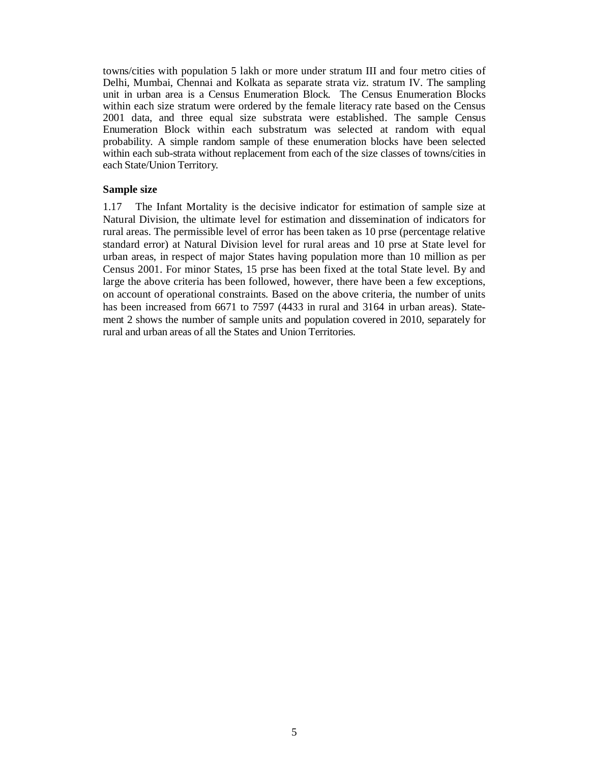towns/cities with population 5 lakh or more under stratum III and four metro cities of Delhi, Mumbai, Chennai and Kolkata as separate strata viz. stratum IV. The sampling unit in urban area is a Census Enumeration Block. The Census Enumeration Blocks within each size stratum were ordered by the female literacy rate based on the Census 2001 data, and three equal size substrata were established. The sample Census Enumeration Block within each substratum was selected at random with equal probability. A simple random sample of these enumeration blocks have been selected within each sub-strata without replacement from each of the size classes of towns/cities in each State/Union Territory.

**Sample size**

1.17 The Infant Mortality is the decisive indicator for estimation of sample size at Natural Division, the ultimate level for estimation and dissemination of indicators for rural areas. The permissible level of error has been taken as 10 prse (percentage relative standard error) at Natural Division level for rural areas and 10 prse at State level for urban areas, in respect of major States having population more than 10 million as per Census 2001. For minor States, 15 prse has been fixed at the total State level. By and large the above criteria has been followed, however, there have been a few exceptions, on account of operational constraints. Based on the above criteria, the number of units has been increased from 6671 to 7597 (4433 in rural and 3164 in urban areas). Statement 2 shows the number of sample units and population covered in 2010, separately for rural and urban areas of all the States and Union Territories.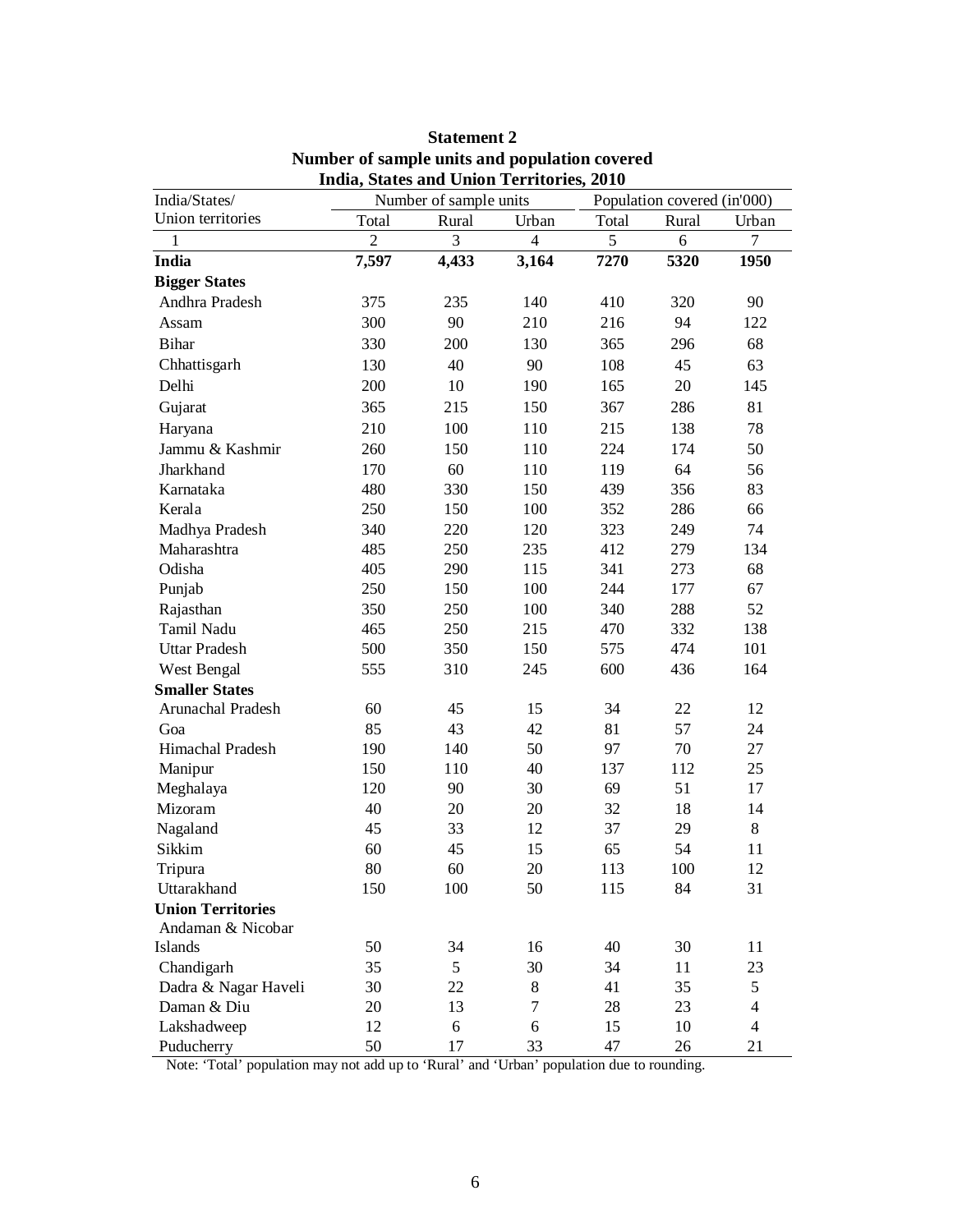**Statement 2**
**Number of sample units and population covered**
**India, States and Union Territories, 2010**

| India/States/ Union territories | Number of sample units | | | Population covered (in'000) | | |
|---|---|---|---|---|---|---|
| | Total | Rural | Urban | Total | Rural | Urban |
| 1 | 2 | 3 | 4 | 5 | 6 | 7 |
| **India** | **7,597** | **4,433** | **3,164** | **7270** | **5320** | **1950** |
| **Bigger States** | | | | | | |
| Andhra Pradesh | 375 | 235 | 140 | 410 | 320 | 90 |
| Assam | 300 | 90 | 210 | 216 | 94 | 122 |
| Bihar | 330 | 200 | 130 | 365 | 296 | 68 |
| Chhattisgarh | 130 | 40 | 90 | 108 | 45 | 63 |
| Delhi | 200 | 10 | 190 | 165 | 20 | 145 |
| Gujarat | 365 | 215 | 150 | 367 | 286 | 81 |
| Haryana | 210 | 100 | 110 | 215 | 138 | 78 |
| Jammu & Kashmir | 260 | 150 | 110 | 224 | 174 | 50 |
| Jharkhand | 170 | 60 | 110 | 119 | 64 | 56 |
| Karnataka | 480 | 330 | 150 | 439 | 356 | 83 |
| Kerala | 250 | 150 | 100 | 352 | 286 | 66 |
| Madhya Pradesh | 340 | 220 | 120 | 323 | 249 | 74 |
| Maharashtra | 485 | 250 | 235 | 412 | 279 | 134 |
| Odisha | 405 | 290 | 115 | 341 | 273 | 68 |
| Punjab | 250 | 150 | 100 | 244 | 177 | 67 |
| Rajasthan | 350 | 250 | 100 | 340 | 288 | 52 |
| Tamil Nadu | 465 | 250 | 215 | 470 | 332 | 138 |
| Uttar Pradesh | 500 | 350 | 150 | 575 | 474 | 101 |
| West Bengal | 555 | 310 | 245 | 600 | 436 | 164 |
| **Smaller States** | | | | | | |
| Arunachal Pradesh | 60 | 45 | 15 | 34 | 22 | 12 |
| Goa | 85 | 43 | 42 | 81 | 57 | 24 |
| Himachal Pradesh | 190 | 140 | 50 | 97 | 70 | 27 |
| Manipur | 150 | 110 | 40 | 137 | 112 | 25 |
| Meghalaya | 120 | 90 | 30 | 69 | 51 | 17 |
| Mizoram | 40 | 20 | 20 | 32 | 18 | 14 |
| Nagaland | 45 | 33 | 12 | 37 | 29 | 8 |
| Sikkim | 60 | 45 | 15 | 65 | 54 | 11 |
| Tripura | 80 | 60 | 20 | 113 | 100 | 12 |
| Uttarakhand | 150 | 100 | 50 | 115 | 84 | 31 |
| **Union Territories** | | | | | | |
| Andaman & Nicobar Islands | 50 | 34 | 16 | 40 | 30 | 11 |
| Chandigarh | 35 | 5 | 30 | 34 | 11 | 23 |
| Dadra & Nagar Haveli | 30 | 22 | 8 | 41 | 35 | 5 |
| Daman & Diu | 20 | 13 | 7 | 28 | 23 | 4 |
| Lakshadweep | 12 | 6 | 6 | 15 | 10 | 4 |
| Puducherry | 50 | 17 | 33 | 47 | 26 | 21 |

Note: 'Total' population may not add up to 'Rural' and 'Urban' population due to rounding.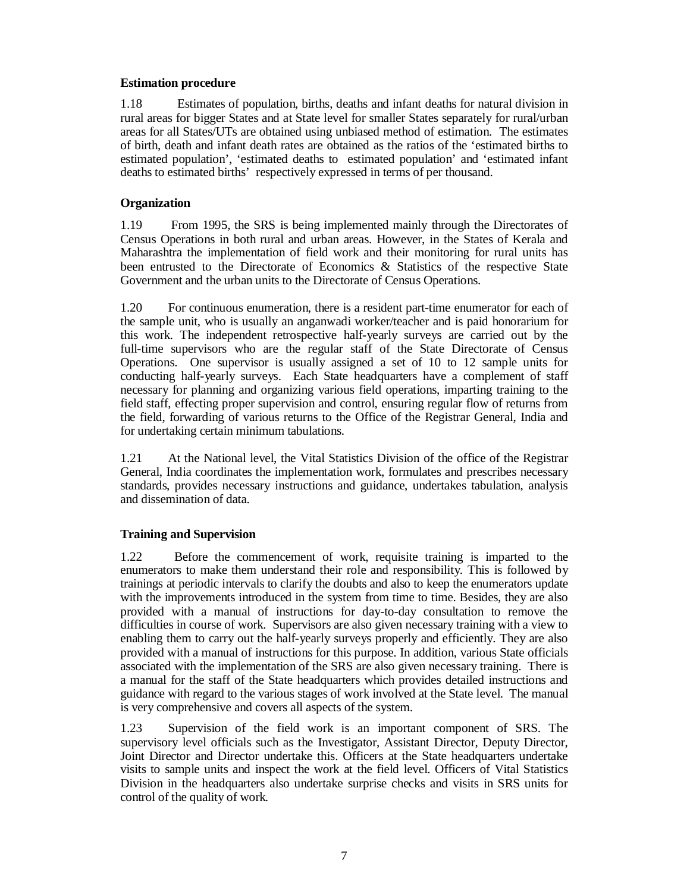**Estimation procedure**

1.18 Estimates of population, births, deaths and infant deaths for natural division in rural areas for bigger States and at State level for smaller States separately for rural/urban areas for all States/UTs are obtained using unbiased method of estimation. The estimates of birth, death and infant death rates are obtained as the ratios of the 'estimated births to estimated population', 'estimated deaths to estimated population' and 'estimated infant deaths to estimated births' respectively expressed in terms of per thousand.

**Organization**

1.19 From 1995, the SRS is being implemented mainly through the Directorates of Census Operations in both rural and urban areas. However, in the States of Kerala and Maharashtra the implementation of field work and their monitoring for rural units has been entrusted to the Directorate of Economics & Statistics of the respective State Government and the urban units to the Directorate of Census Operations.

1.20 For continuous enumeration, there is a resident part-time enumerator for each of the sample unit, who is usually an anganwadi worker/teacher and is paid honorarium for this work. The independent retrospective half-yearly surveys are carried out by the full-time supervisors who are the regular staff of the State Directorate of Census Operations. One supervisor is usually assigned a set of 10 to 12 sample units for conducting half-yearly surveys. Each State headquarters have a complement of staff necessary for planning and organizing various field operations, imparting training to the field staff, effecting proper supervision and control, ensuring regular flow of returns from the field, forwarding of various returns to the Office of the Registrar General, India and for undertaking certain minimum tabulations.

1.21 At the National level, the Vital Statistics Division of the office of the Registrar General, India coordinates the implementation work, formulates and prescribes necessary standards, provides necessary instructions and guidance, undertakes tabulation, analysis and dissemination of data.

**Training and Supervision**

1.22 Before the commencement of work, requisite training is imparted to the enumerators to make them understand their role and responsibility. This is followed by trainings at periodic intervals to clarify the doubts and also to keep the enumerators update with the improvements introduced in the system from time to time. Besides, they are also provided with a manual of instructions for day-to-day consultation to remove the difficulties in course of work. Supervisors are also given necessary training with a view to enabling them to carry out the half-yearly surveys properly and efficiently. They are also provided with a manual of instructions for this purpose. In addition, various State officials associated with the implementation of the SRS are also given necessary training. There is a manual for the staff of the State headquarters which provides detailed instructions and guidance with regard to the various stages of work involved at the State level. The manual is very comprehensive and covers all aspects of the system.

1.23 Supervision of the field work is an important component of SRS. The supervisory level officials such as the Investigator, Assistant Director, Deputy Director, Joint Director and Director undertake this. Officers at the State headquarters undertake visits to sample units and inspect the work at the field level. Officers of Vital Statistics Division in the headquarters also undertake surprise checks and visits in SRS units for control of the quality of work.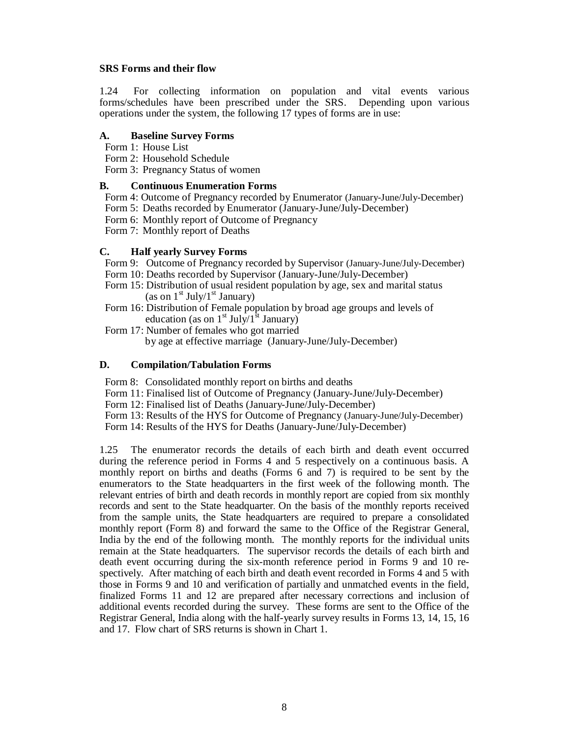**SRS Forms and their flow**

1.24 For collecting information on population and vital events various forms/schedules have been prescribed under the SRS. Depending upon various operations under the system, the following 17 types of forms are in use:

**A. Baseline Survey Forms**

Form 1: House List  
Form 2: Household Schedule  
Form 3: Pregnancy Status of women

**B. Continuous Enumeration Forms**

Form 4: Outcome of Pregnancy recorded by Enumerator (January-June/July-December)  
Form 5: Deaths recorded by Enumerator (January-June/July-December)  
Form 6: Monthly report of Outcome of Pregnancy  
Form 7: Monthly report of Deaths

**C. Half yearly Survey Forms**

Form 9: Outcome of Pregnancy recorded by Supervisor (January-June/July-December)  
Form 10: Deaths recorded by Supervisor (January-June/July-December)  
Form 15: Distribution of usual resident population by age, sex and marital status (as on 1st July/1st January)  
Form 16: Distribution of Female population by broad age groups and levels of education (as on 1st July/1st January)  
Form 17: Number of females who got married by age at effective marriage (January-June/July-December)

**D. Compilation/Tabulation Forms**

Form 8: Consolidated monthly report on births and deaths  
Form 11: Finalised list of Outcome of Pregnancy (January-June/July-December)  
Form 12: Finalised list of Deaths (January-June/July-December)  
Form 13: Results of the HYS for Outcome of Pregnancy (January-June/July-December)  
Form 14: Results of the HYS for Deaths (January-June/July-December)

1.25 The enumerator records the details of each birth and death event occurred during the reference period in Forms 4 and 5 respectively on a continuous basis. A monthly report on births and deaths (Forms 6 and 7) is required to be sent by the enumerators to the State headquarters in the first week of the following month. The relevant entries of birth and death records in monthly report are copied from six monthly records and sent to the State headquarter. On the basis of the monthly reports received from the sample units, the State headquarters are required to prepare a consolidated monthly report (Form 8) and forward the same to the Office of the Registrar General, India by the end of the following month. The monthly reports for the individual units remain at the State headquarters. The supervisor records the details of each birth and death event occurring during the six-month reference period in Forms 9 and 10 respectively. After matching of each birth and death event recorded in Forms 4 and 5 with those in Forms 9 and 10 and verification of partially and unmatched events in the field, finalized Forms 11 and 12 are prepared after necessary corrections and inclusion of additional events recorded during the survey. These forms are sent to the Office of the Registrar General, India along with the half-yearly survey results in Forms 13, 14, 15, 16 and 17. Flow chart of SRS returns is shown in Chart 1.